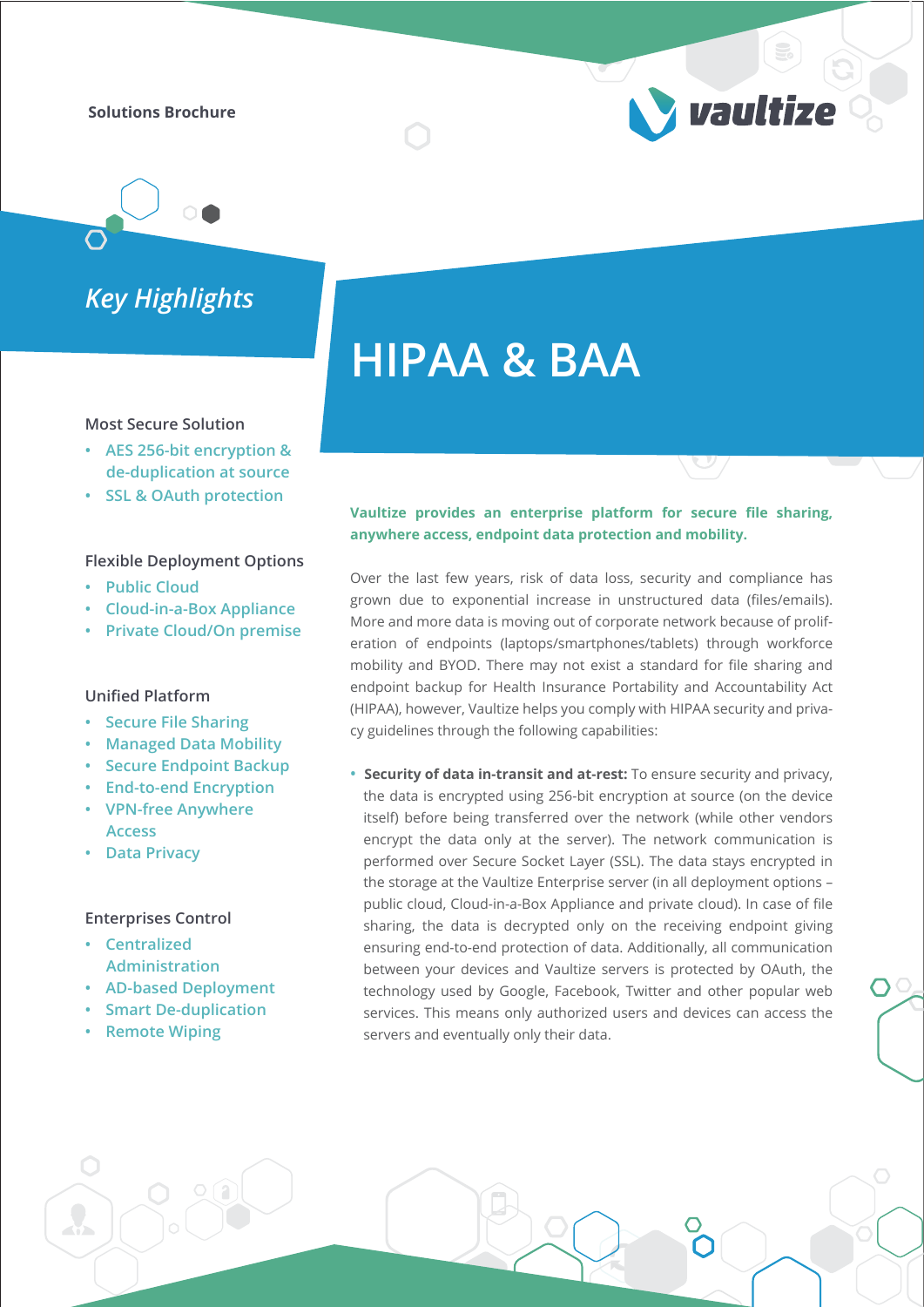Solutions Brochure

vaultize

# HIPAA & BAA

## Key Highlights

### Most Secure Solution

- AES 256-bit encryption & de-duplication at source
- SSL & OAuth protection

### Flexible Deployment Options

- Public Cloud
- Cloud-in-a-Box Appliance
- Private Cloud/On premise

### Unified Platform

- Secure File Sharing
- Managed Data Mobility
- Secure Endpoint Backup
- End-to-end Encryption
- VPN-free Anywhere Access
- Data Privacy

### Enterprises Control

- Centralized Administration
- AD-based Deployment
- Smart De-duplication
- Remote Wiping

**Vaultize provides an enterprise platform for secure file sharing, anywhere access, endpoint data protection and mobility.**

Over the last few years, risk of data loss, security and compliance has grown due to exponential increase in unstructured data (files/emails). More and more data is moving out of corporate network because of proliferation of endpoints (laptops/smartphones/tablets) through workforce mobility and BYOD. There may not exist a standard for file sharing and endpoint backup for Health Insurance Portability and Accountability Act (HIPAA), however, Vaultize helps you comply with HIPAA security and privacy guidelines through the following capabilities:

- **Security of data in-transit and at-rest:** To ensure security and privacy, the data is encrypted using 256-bit encryption at source (on the device itself) before being transferred over the network (while other vendors encrypt the data only at the server). The network communication is performed over Secure Socket Layer (SSL). The data stays encrypted in the storage at the Vaultize Enterprise server (in all deployment options – public cloud, Cloud-in-a-Box Appliance and private cloud). In case of file sharing, the data is decrypted only on the receiving endpoint giving ensuring end-to-end protection of data. Additionally, all communication between your devices and Vaultize servers is protected by OAuth, the technology used by Google, Facebook, Twitter and other popular web services. This means only authorized users and devices can access the servers and eventually only their data.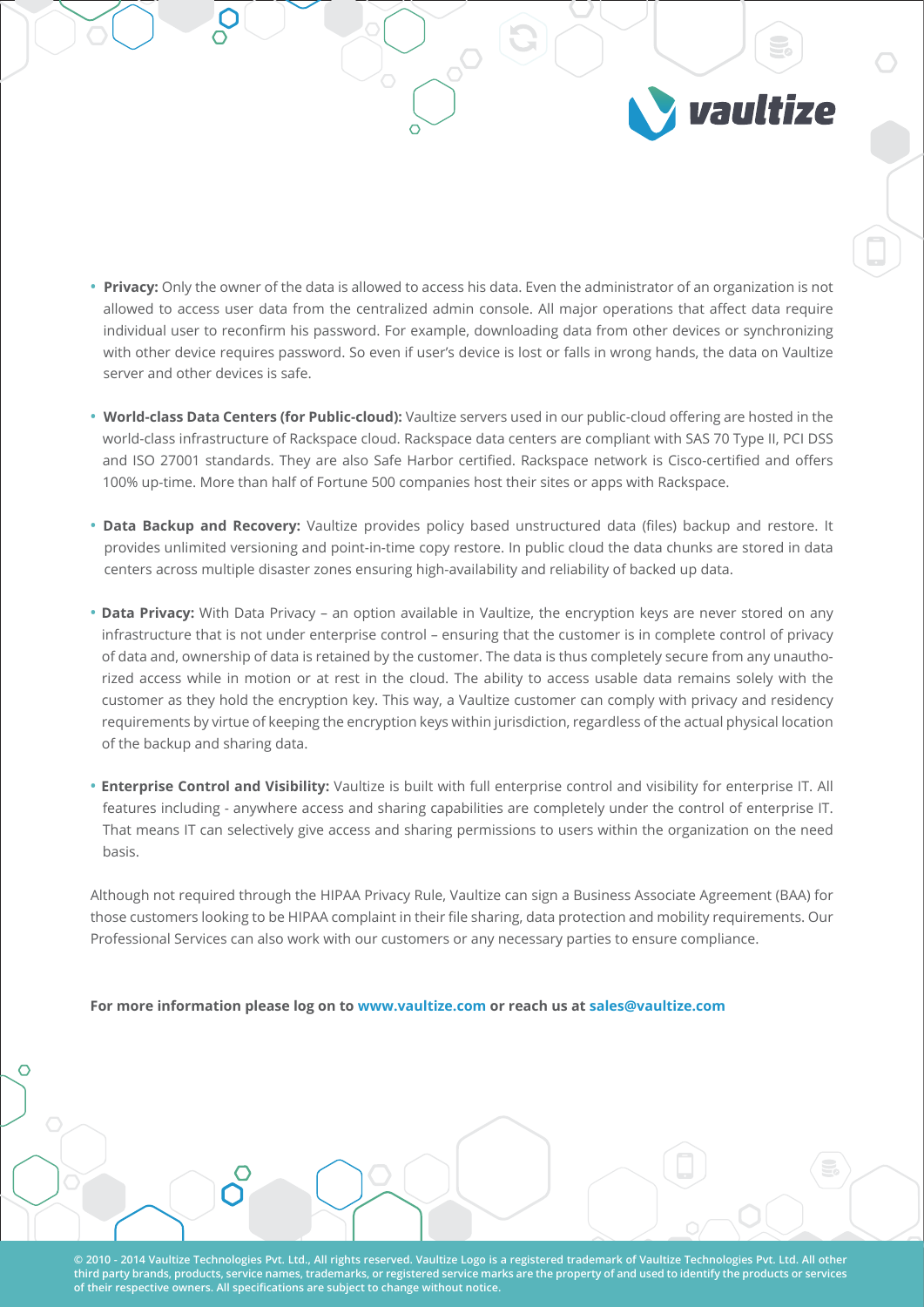- **Privacy:** Only the owner of the data is allowed to access his data. Even the administrator of an organization is not allowed to access user data from the centralized admin console. All major operations that affect data require individual user to reconfirm his password. For example, downloading data from other devices or synchronizing with other device requires password. So even if user's device is lost or falls in wrong hands, the data on Vaultize server and other devices is safe.

- **World-class Data Centers (for Public-cloud):** Vaultize servers used in our public-cloud offering are hosted in the world-class infrastructure of Rackspace cloud. Rackspace data centers are compliant with SAS 70 Type II, PCI DSS and ISO 27001 standards. They are also Safe Harbor certified. Rackspace network is Cisco-certified and offers 100% up-time. More than half of Fortune 500 companies host their sites or apps with Rackspace.

- **Data Backup and Recovery:** Vaultize provides policy based unstructured data (files) backup and restore. It provides unlimited versioning and point-in-time copy restore. In public cloud the data chunks are stored in data centers across multiple disaster zones ensuring high-availability and reliability of backed up data.

- **Data Privacy:** With Data Privacy – an option available in Vaultize, the encryption keys are never stored on any infrastructure that is not under enterprise control – ensuring that the customer is in complete control of privacy of data and, ownership of data is retained by the customer. The data is thus completely secure from any unauthorized access while in motion or at rest in the cloud. The ability to access usable data remains solely with the customer as they hold the encryption key. This way, a Vaultize customer can comply with privacy and residency requirements by virtue of keeping the encryption keys within jurisdiction, regardless of the actual physical location of the backup and sharing data.

- **Enterprise Control and Visibility:** Vaultize is built with full enterprise control and visibility for enterprise IT. All features including - anywhere access and sharing capabilities are completely under the control of enterprise IT. That means IT can selectively give access and sharing permissions to users within the organization on the need basis.

Although not required through the HIPAA Privacy Rule, Vaultize can sign a Business Associate Agreement (BAA) for those customers looking to be HIPAA complaint in their file sharing, data protection and mobility requirements. Our Professional Services can also work with our customers or any necessary parties to ensure compliance.

**For more information please log on to www.vaultize.com or reach us at sales@vaultize.com**

© 2010 - 2014 Vaultize Technologies Pvt. Ltd., All rights reserved. Vaultize Logo is a registered trademark of Vaultize Technologies Pvt. Ltd. All other third party brands, products, service names, trademarks, or registered service marks are the property of and used to identify the products or services of their respective owners. All specifications are subject to change without notice.